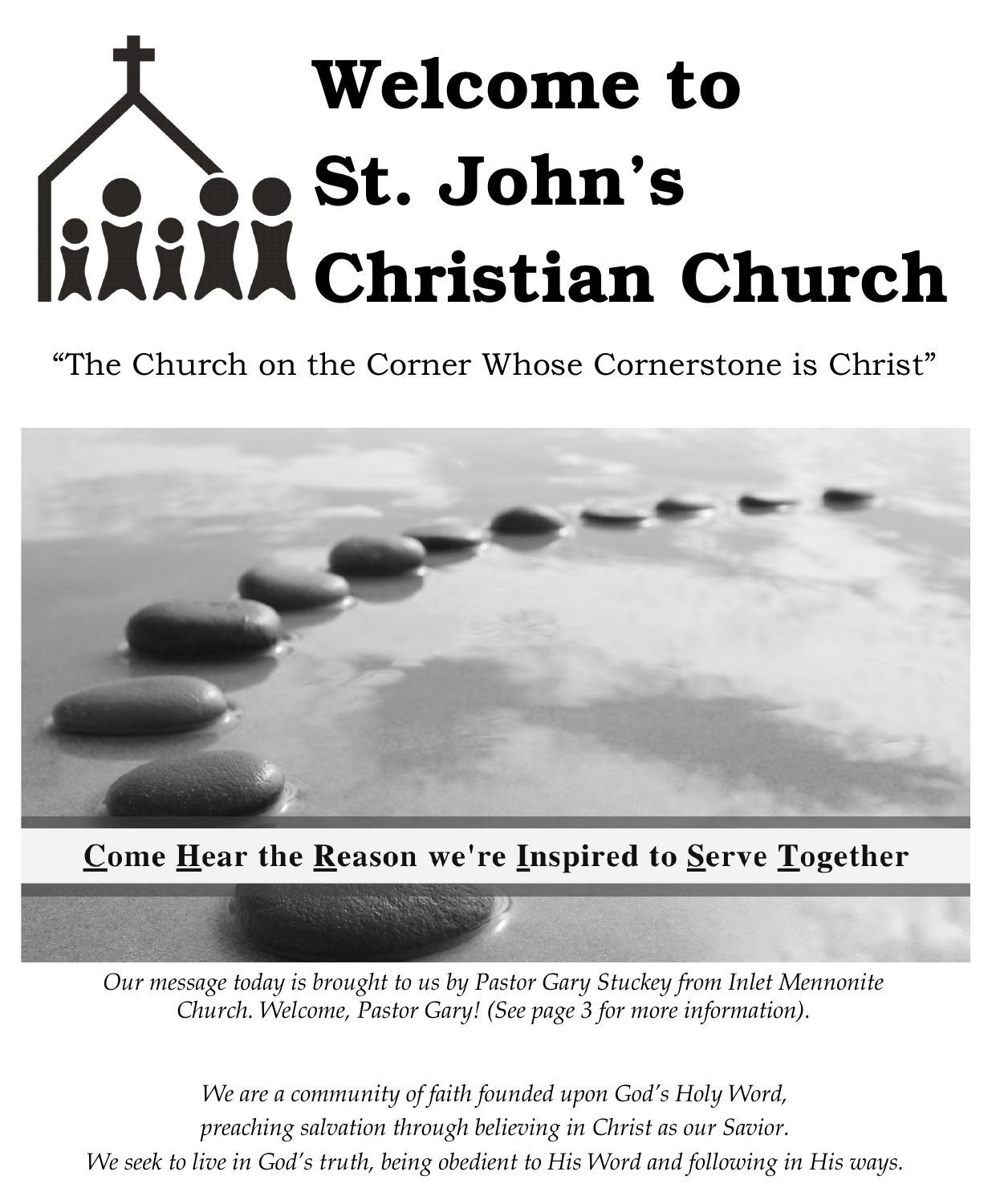# Welcome to St. John's Christian Church

"The Church on the Corner Whose Cornerstone is Christ"

**<u>C</u>ome <u>H</u>ear the <u>R</u>eason we're <u>I</u>nspired to <u>S</u>erve <u>T</u>ogether**

*Our message today is brought to us by Pastor Gary Stuckey from Inlet Mennonite Church. Welcome, Pastor Gary! (See page 3 for more information).*

*We are a community of faith founded upon God's Holy Word,*
*preaching salvation through believing in Christ as our Savior.*
*We seek to live in God's truth, being obedient to His Word and following in His ways.*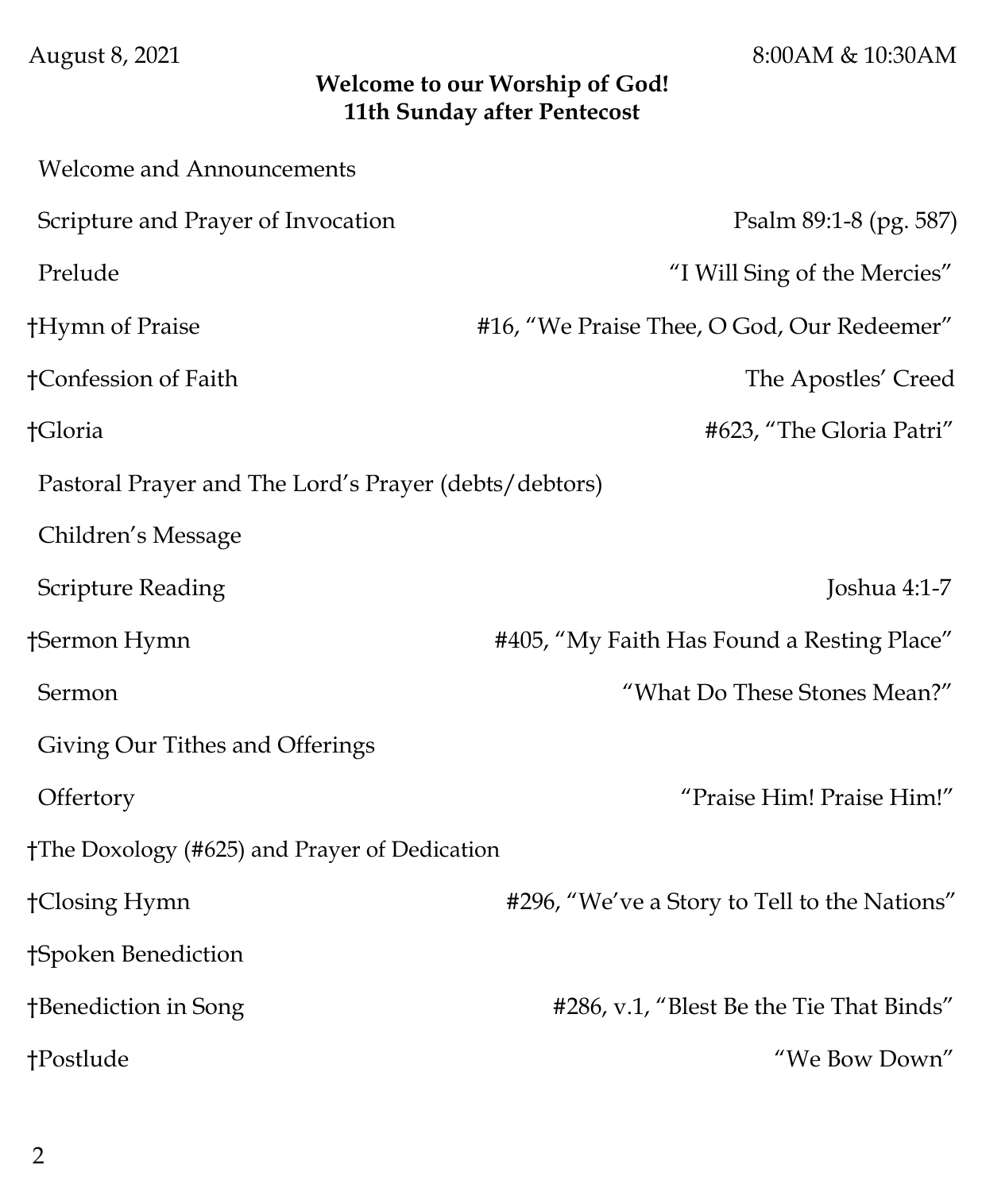August 8, 2021 8:00AM & 10:30AM

**Welcome to our Worship of God!**
**11th Sunday after Pentecost**

Welcome and Announcements

Scripture and Prayer of Invocation — Psalm 89:1-8 (pg. 587)

Prelude — “I Will Sing of the Mercies”

†Hymn of Praise — #16, “We Praise Thee, O God, Our Redeemer”

†Confession of Faith — The Apostles’ Creed

†Gloria — #623, “The Gloria Patri”

Pastoral Prayer and The Lord’s Prayer (debts/debtors)

Children’s Message

Scripture Reading — Joshua 4:1-7

†Sermon Hymn — #405, “My Faith Has Found a Resting Place”

Sermon — “What Do These Stones Mean?”

Giving Our Tithes and Offerings

Offertory — “Praise Him! Praise Him!”

†The Doxology (#625) and Prayer of Dedication

†Closing Hymn — #296, “We’ve a Story to Tell to the Nations”

†Spoken Benediction

†Benediction in Song — #286, v.1, “Blest Be the Tie That Binds”

†Postlude — “We Bow Down”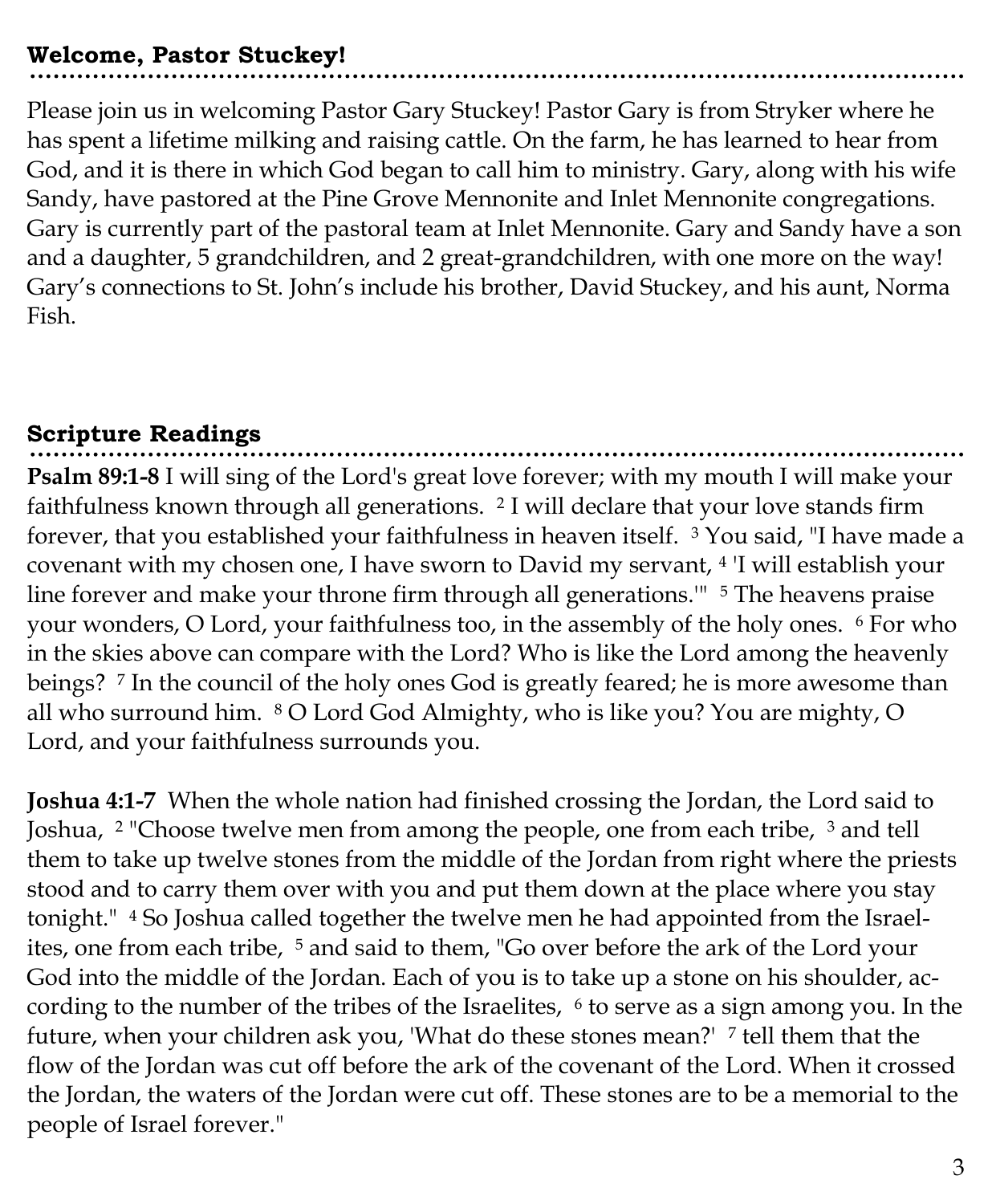## Welcome, Pastor Stuckey!

Please join us in welcoming Pastor Gary Stuckey! Pastor Gary is from Stryker where he has spent a lifetime milking and raising cattle. On the farm, he has learned to hear from God, and it is there in which God began to call him to ministry. Gary, along with his wife Sandy, have pastored at the Pine Grove Mennonite and Inlet Mennonite congregations. Gary is currently part of the pastoral team at Inlet Mennonite. Gary and Sandy have a son and a daughter, 5 grandchildren, and 2 great-grandchildren, with one more on the way! Gary's connections to St. John's include his brother, David Stuckey, and his aunt, Norma Fish.

## Scripture Readings

**Psalm 89:1-8** I will sing of the Lord's great love forever; with my mouth I will make your faithfulness known through all generations. 2 I will declare that your love stands firm forever, that you established your faithfulness in heaven itself. 3 You said, "I have made a covenant with my chosen one, I have sworn to David my servant, 4 'I will establish your line forever and make your throne firm through all generations.'" 5 The heavens praise your wonders, O Lord, your faithfulness too, in the assembly of the holy ones. 6 For who in the skies above can compare with the Lord? Who is like the Lord among the heavenly beings? 7 In the council of the holy ones God is greatly feared; he is more awesome than all who surround him. 8 O Lord God Almighty, who is like you? You are mighty, O Lord, and your faithfulness surrounds you.

**Joshua 4:1-7** When the whole nation had finished crossing the Jordan, the Lord said to Joshua, 2 "Choose twelve men from among the people, one from each tribe, 3 and tell them to take up twelve stones from the middle of the Jordan from right where the priests stood and to carry them over with you and put them down at the place where you stay tonight." 4 So Joshua called together the twelve men he had appointed from the Israelites, one from each tribe, 5 and said to them, "Go over before the ark of the Lord your God into the middle of the Jordan. Each of you is to take up a stone on his shoulder, according to the number of the tribes of the Israelites, 6 to serve as a sign among you. In the future, when your children ask you, 'What do these stones mean?' 7 tell them that the flow of the Jordan was cut off before the ark of the covenant of the Lord. When it crossed the Jordan, the waters of the Jordan were cut off. These stones are to be a memorial to the people of Israel forever."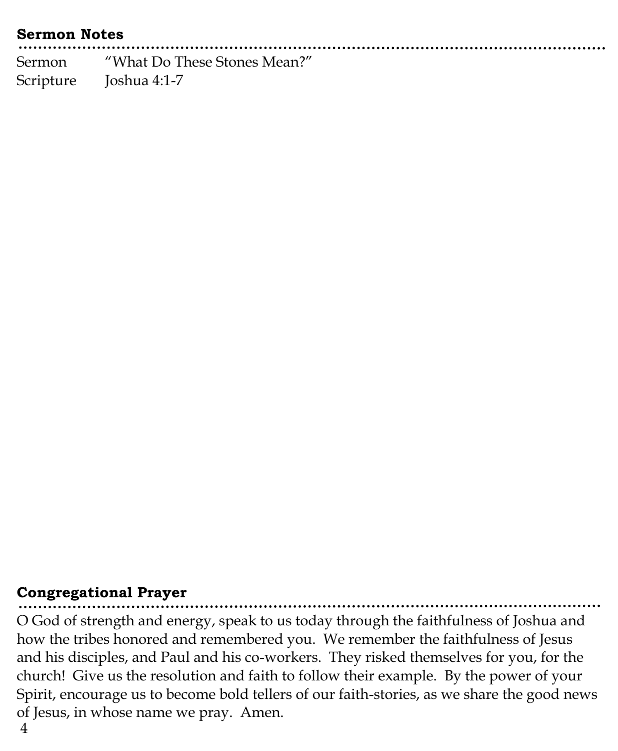## Sermon Notes

Sermon "What Do These Stones Mean?"
Scripture Joshua 4:1-7

## Congregational Prayer

O God of strength and energy, speak to us today through the faithfulness of Joshua and how the tribes honored and remembered you. We remember the faithfulness of Jesus and his disciples, and Paul and his co-workers. They risked themselves for you, for the church! Give us the resolution and faith to follow their example. By the power of your Spirit, encourage us to become bold tellers of our faith-stories, as we share the good news of Jesus, in whose name we pray. Amen.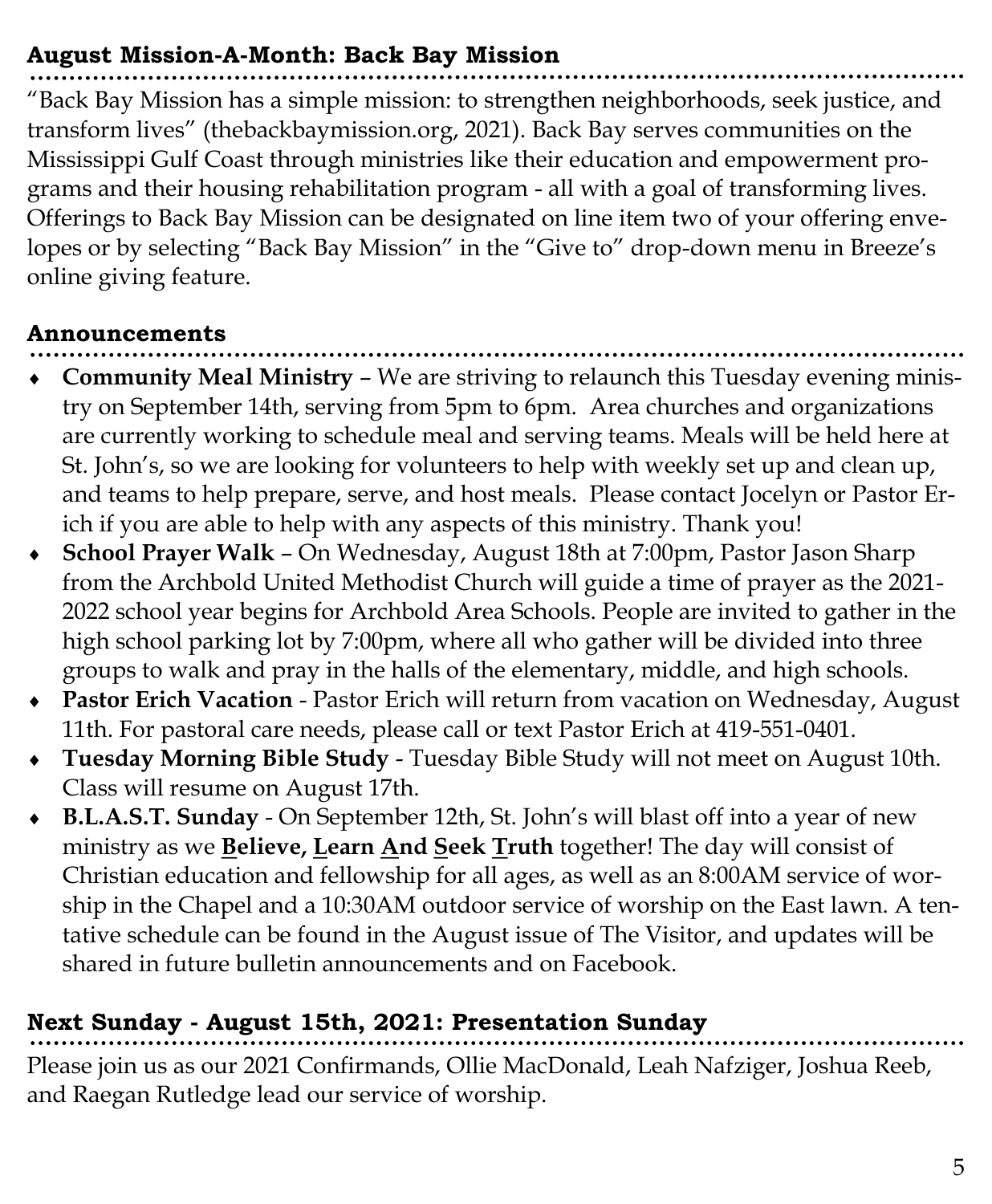## August Mission-A-Month: Back Bay Mission

"Back Bay Mission has a simple mission: to strengthen neighborhoods, seek justice, and transform lives" (thebackbaymission.org, 2021). Back Bay serves communities on the Mississippi Gulf Coast through ministries like their education and empowerment programs and their housing rehabilitation program - all with a goal of transforming lives. Offerings to Back Bay Mission can be designated on line item two of your offering envelopes or by selecting "Back Bay Mission" in the "Give to" drop-down menu in Breeze's online giving feature.

## Announcements

- **Community Meal Ministry** – We are striving to relaunch this Tuesday evening ministry on September 14th, serving from 5pm to 6pm. Area churches and organizations are currently working to schedule meal and serving teams. Meals will be held here at St. John's, so we are looking for volunteers to help with weekly set up and clean up, and teams to help prepare, serve, and host meals. Please contact Jocelyn or Pastor Erich if you are able to help with any aspects of this ministry. Thank you!
- **School Prayer Walk** – On Wednesday, August 18th at 7:00pm, Pastor Jason Sharp from the Archbold United Methodist Church will guide a time of prayer as the 2021-2022 school year begins for Archbold Area Schools. People are invited to gather in the high school parking lot by 7:00pm, where all who gather will be divided into three groups to walk and pray in the halls of the elementary, middle, and high schools.
- **Pastor Erich Vacation** - Pastor Erich will return from vacation on Wednesday, August 11th. For pastoral care needs, please call or text Pastor Erich at 419-551-0401.
- **Tuesday Morning Bible Study** - Tuesday Bible Study will not meet on August 10th. Class will resume on August 17th.
- **B.L.A.S.T. Sunday** - On September 12th, St. John's will blast off into a year of new ministry as we **Believe, Learn And Seek Truth** together! The day will consist of Christian education and fellowship for all ages, as well as an 8:00AM service of worship in the Chapel and a 10:30AM outdoor service of worship on the East lawn. A tentative schedule can be found in the August issue of The Visitor, and updates will be shared in future bulletin announcements and on Facebook.

## Next Sunday - August 15th, 2021: Presentation Sunday

Please join us as our 2021 Confirmands, Ollie MacDonald, Leah Nafziger, Joshua Reeb, and Raegan Rutledge lead our service of worship.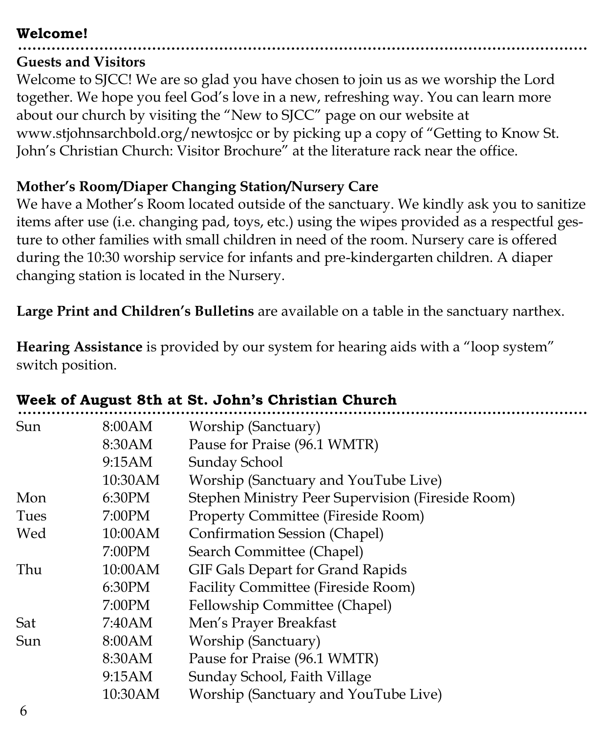## Welcome!

### Guests and Visitors

Welcome to SJCC! We are so glad you have chosen to join us as we worship the Lord together. We hope you feel God's love in a new, refreshing way. You can learn more about our church by visiting the "New to SJCC" page on our website at www.stjohnsarchbold.org/newtosjcc or by picking up a copy of "Getting to Know St. John's Christian Church: Visitor Brochure" at the literature rack near the office.

### Mother's Room/Diaper Changing Station/Nursery Care

We have a Mother's Room located outside of the sanctuary. We kindly ask you to sanitize items after use (i.e. changing pad, toys, etc.) using the wipes provided as a respectful gesture to other families with small children in need of the room. Nursery care is offered during the 10:30 worship service for infants and pre-kindergarten children. A diaper changing station is located in the Nursery.

**Large Print and Children's Bulletins** are available on a table in the sanctuary narthex.

**Hearing Assistance** is provided by our system for hearing aids with a "loop system" switch position.

## Week of August 8th at St. John's Christian Church

| Day | Time | Event |
|---|---|---|
| Sun | 8:00AM | Worship (Sanctuary) |
| | 8:30AM | Pause for Praise (96.1 WMTR) |
| | 9:15AM | Sunday School |
| | 10:30AM | Worship (Sanctuary and YouTube Live) |
| Mon | 6:30PM | Stephen Ministry Peer Supervision (Fireside Room) |
| Tues | 7:00PM | Property Committee (Fireside Room) |
| Wed | 10:00AM | Confirmation Session (Chapel) |
| | 7:00PM | Search Committee (Chapel) |
| Thu | 10:00AM | GIF Gals Depart for Grand Rapids |
| | 6:30PM | Facility Committee (Fireside Room) |
| | 7:00PM | Fellowship Committee (Chapel) |
| Sat | 7:40AM | Men's Prayer Breakfast |
| Sun | 8:00AM | Worship (Sanctuary) |
| | 8:30AM | Pause for Praise (96.1 WMTR) |
| | 9:15AM | Sunday School, Faith Village |
| | 10:30AM | Worship (Sanctuary and YouTube Live) |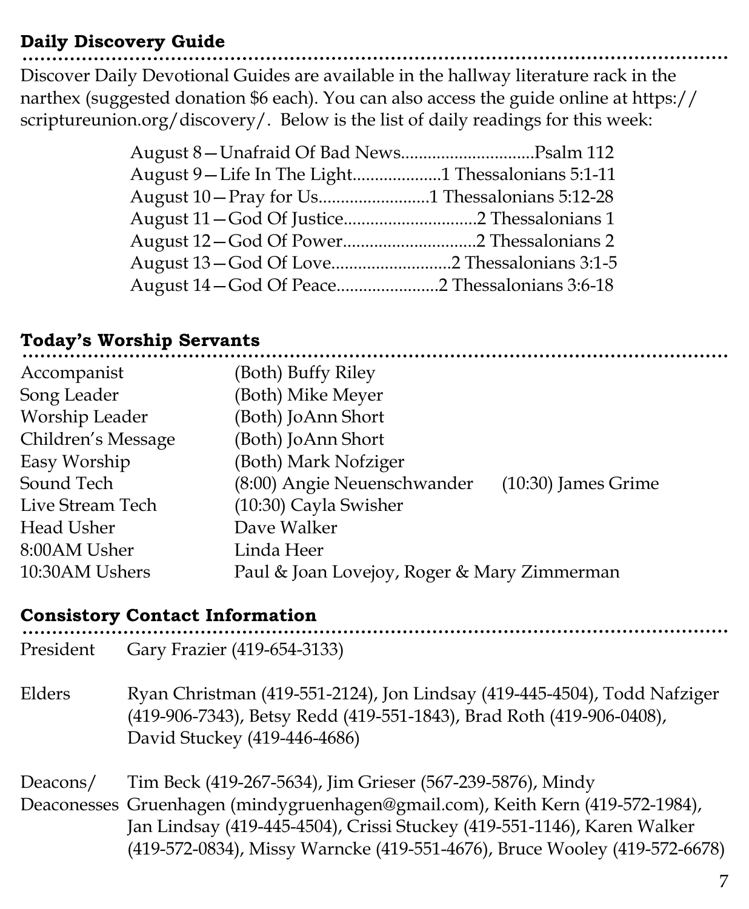## Daily Discovery Guide

Discover Daily Devotional Guides are available in the hallway literature rack in the narthex (suggested donation $6 each). You can also access the guide online at https://scriptureunion.org/discovery/. Below is the list of daily readings for this week:

- August 8—Unafraid Of Bad News..............................Psalm 112
- August 9—Life In The Light....................1 Thessalonians 5:1-11
- August 10—Pray for Us.........................1 Thessalonians 5:12-28
- August 11—God Of Justice..............................2 Thessalonians 1
- August 12—God Of Power..............................2 Thessalonians 2
- August 13—God Of Love...........................2 Thessalonians 3:1-5
- August 14—God Of Peace.......................2 Thessalonians 3:6-18

## Today's Worship Servants

| | | |
|---|---|---|
| Accompanist | (Both) Buffy Riley | |
| Song Leader | (Both) Mike Meyer | |
| Worship Leader | (Both) JoAnn Short | |
| Children's Message | (Both) JoAnn Short | |
| Easy Worship | (Both) Mark Nofziger | |
| Sound Tech | (8:00) Angie Neuenschwander | (10:30) James Grime |
| Live Stream Tech | (10:30) Cayla Swisher | |
| Head Usher | Dave Walker | |
| 8:00AM Usher | Linda Heer | |
| 10:30AM Ushers | Paul & Joan Lovejoy, Roger & Mary Zimmerman | |

## Consistory Contact Information

| | |
|---|---|
| President | Gary Frazier (419-654-3133) |
| Elders | Ryan Christman (419-551-2124), Jon Lindsay (419-445-4504), Todd Nafziger (419-906-7343), Betsy Redd (419-551-1843), Brad Roth (419-906-0408), David Stuckey (419-446-4686) |
| Deacons/ Deaconesses | Tim Beck (419-267-5634), Jim Grieser (567-239-5876), Mindy Gruenhagen (mindygruenhagen@gmail.com), Keith Kern (419-572-1984), Jan Lindsay (419-445-4504), Crissi Stuckey (419-551-1146), Karen Walker (419-572-0834), Missy Warncke (419-551-4676), Bruce Wooley (419-572-6678) |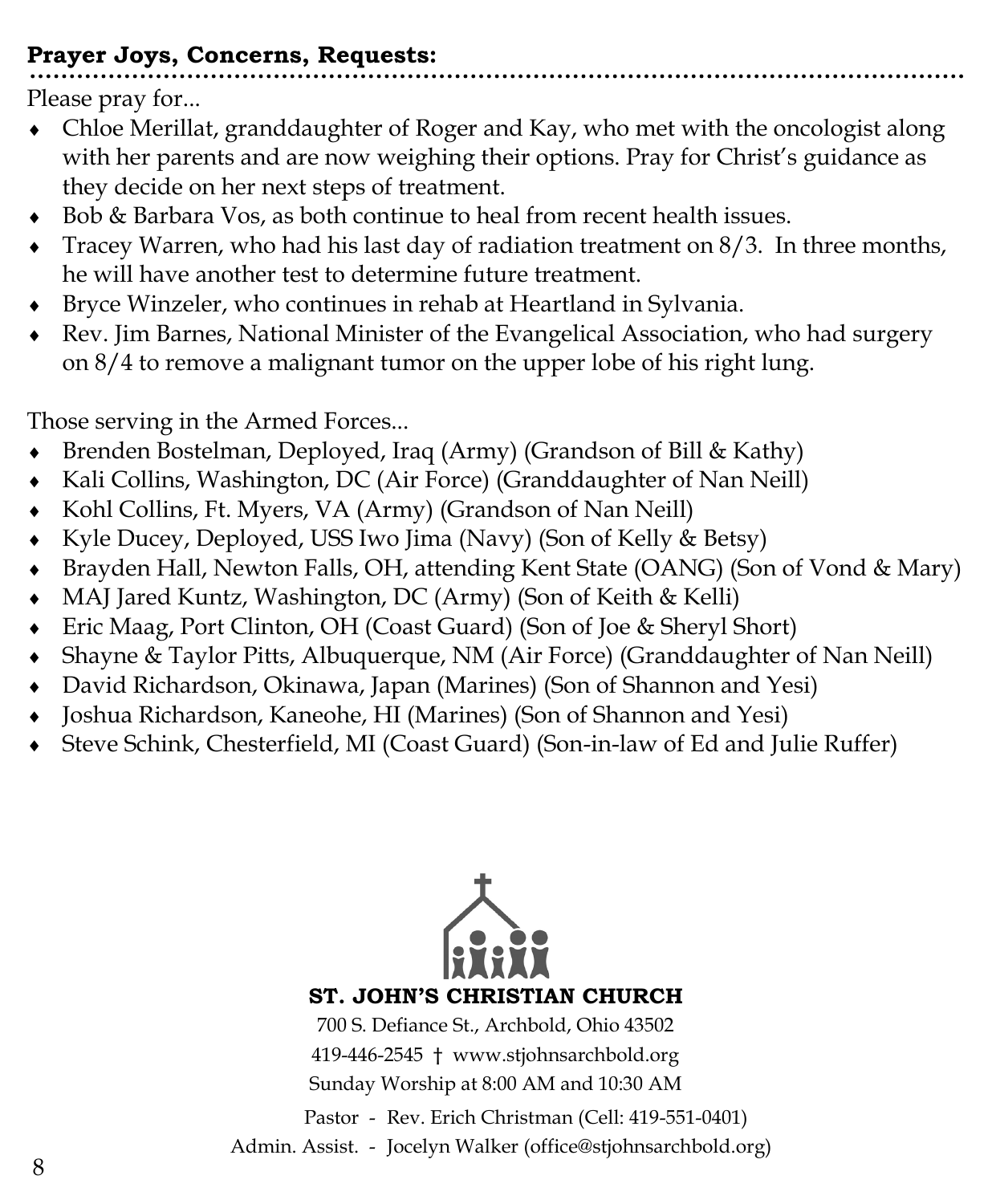**Prayer Joys, Concerns, Requests:**

Please pray for...

- Chloe Merillat, granddaughter of Roger and Kay, who met with the oncologist along with her parents and are now weighing their options. Pray for Christ's guidance as they decide on her next steps of treatment.
- Bob & Barbara Vos, as both continue to heal from recent health issues.
- Tracey Warren, who had his last day of radiation treatment on 8/3. In three months, he will have another test to determine future treatment.
- Bryce Winzeler, who continues in rehab at Heartland in Sylvania.
- Rev. Jim Barnes, National Minister of the Evangelical Association, who had surgery on 8/4 to remove a malignant tumor on the upper lobe of his right lung.

Those serving in the Armed Forces...

- Brenden Bostelman, Deployed, Iraq (Army) (Grandson of Bill & Kathy)
- Kali Collins, Washington, DC (Air Force) (Granddaughter of Nan Neill)
- Kohl Collins, Ft. Myers, VA (Army) (Grandson of Nan Neill)
- Kyle Ducey, Deployed, USS Iwo Jima (Navy) (Son of Kelly & Betsy)
- Brayden Hall, Newton Falls, OH, attending Kent State (OANG) (Son of Vond & Mary)
- MAJ Jared Kuntz, Washington, DC (Army) (Son of Keith & Kelli)
- Eric Maag, Port Clinton, OH (Coast Guard) (Son of Joe & Sheryl Short)
- Shayne & Taylor Pitts, Albuquerque, NM (Air Force) (Granddaughter of Nan Neill)
- David Richardson, Okinawa, Japan (Marines) (Son of Shannon and Yesi)
- Joshua Richardson, Kaneohe, HI (Marines) (Son of Shannon and Yesi)
- Steve Schink, Chesterfield, MI (Coast Guard) (Son-in-law of Ed and Julie Ruffer)

**ST. JOHN'S CHRISTIAN CHURCH**

700 S. Defiance St., Archbold, Ohio 43502

419-446-2545 † www.stjohnsarchbold.org

Sunday Worship at 8:00 AM and 10:30 AM

Pastor - Rev. Erich Christman (Cell: 419-551-0401)

Admin. Assist. - Jocelyn Walker (office@stjohnsarchbold.org)